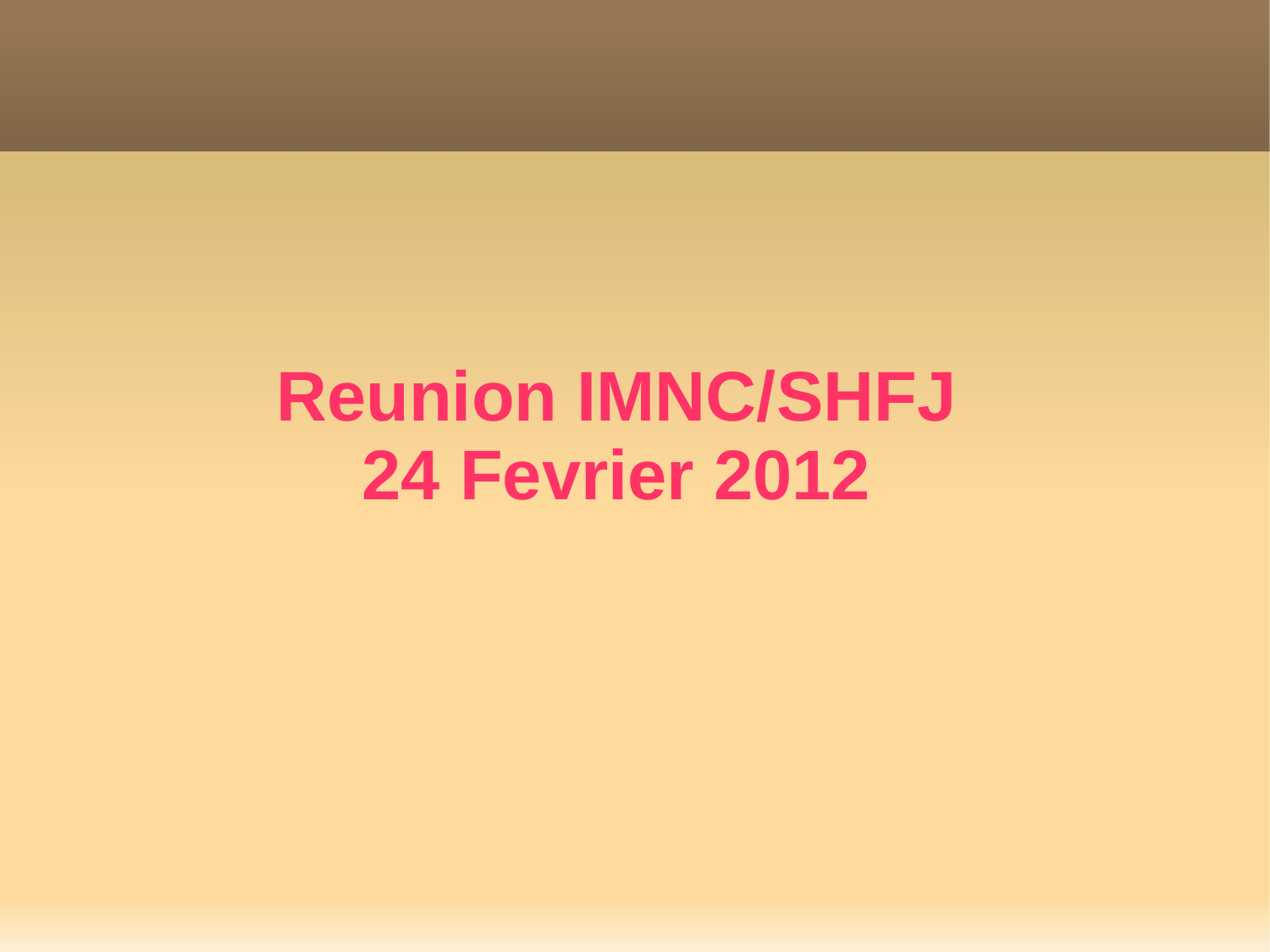# Reunion IMNC/SHFJ
# 24 Fevrier 2012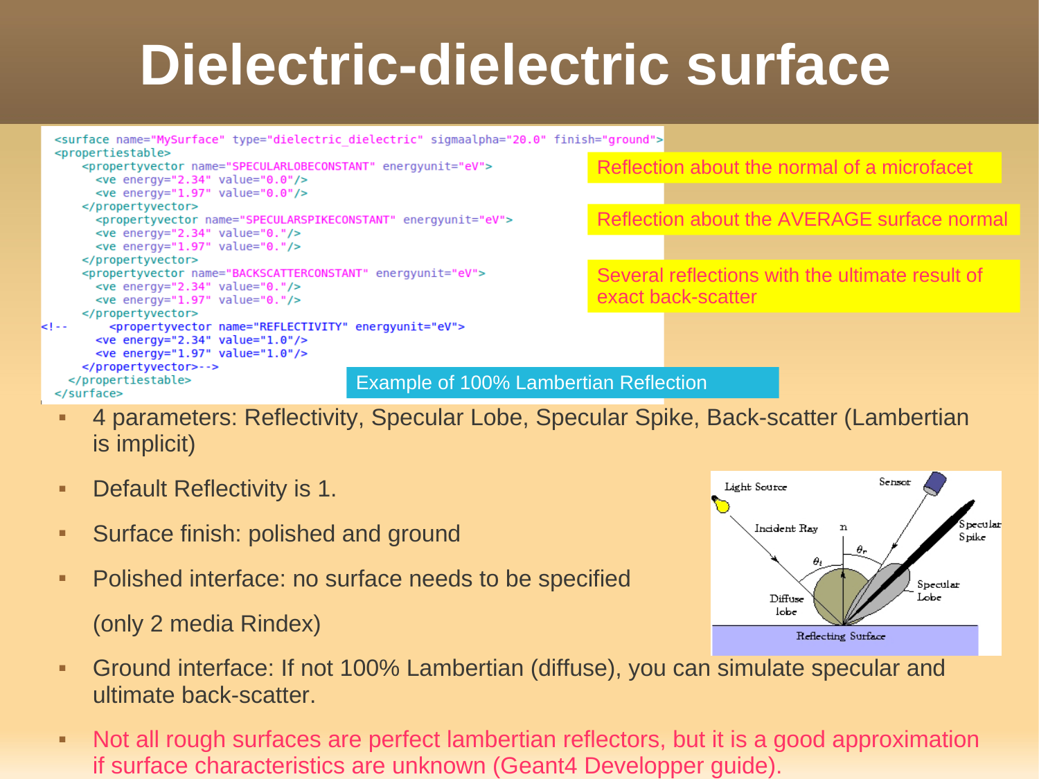# Dielectric-dielectric surface

```
<surface name="MySurface" type="dielectric_dielectric" sigmaalpha="20.0" finish="ground">
<propertiestable>
    <propertyvector name="SPECULARLOBECONSTANT" energyunit="eV">
      <ve energy="2.34" value="0.0"/>
      <ve energy="1.97" value="0.0"/>
    </propertyvector>
      <propertyvector name="SPECULARSPIKECONSTANT" energyunit="eV">
      <ve energy="2.34" value="0."/>
      <ve energy="1.97" value="0."/>
    </propertyvector>
    <propertyvector name="BACKSCATTERCONSTANT" energyunit="eV">
      <ve energy="2.34" value="0."/>
      <ve energy="1.97" value="0."/>
    </propertyvector>
<!--      <propertyvector name="REFLECTIVITY" energyunit="eV">
      <ve energy="2.34" value="1.0"/>
      <ve energy="1.97" value="1.0"/>
    </propertyvector>-->
  </propertiestable>
</surface>
```

Reflection about the normal of a microfacet

Reflection about the AVERAGE surface normal

Several reflections with the ultimate result of exact back-scatter

Example of 100% Lambertian Reflection

- 4 parameters: Reflectivity, Specular Lobe, Specular Spike, Back-scatter (Lambertian is implicit)
- Default Reflectivity is 1.
- Surface finish: polished and ground
- Polished interface: no surface needs to be specified

  (only 2 media Rindex)
- Ground interface: If not 100% Lambertian (diffuse), you can simulate specular and ultimate back-scatter.
- Not all rough surfaces are perfect lambertian reflectors, but it is a good approximation if surface characteristics are unknown (Geant4 Developper guide).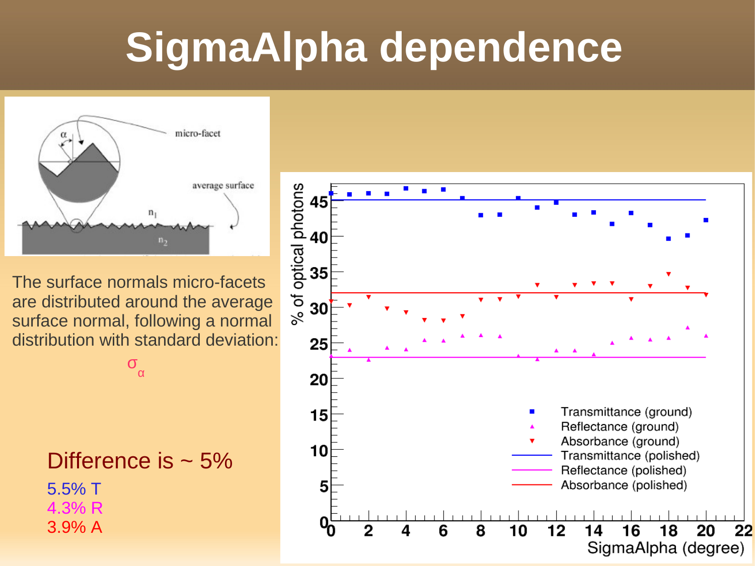# SigmaAlpha dependence

The surface normals micro-facets are distributed around the average surface normal, following a normal distribution with standard deviation:

$\sigma_\alpha$

Difference is ~ 5%

5.5% T

4.3% R

3.9% A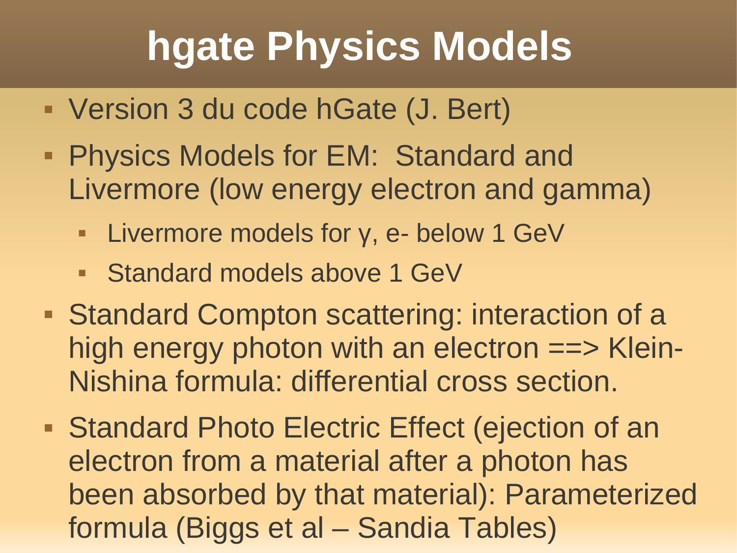# hgate Physics Models

- Version 3 du code hGate (J. Bert)
- Physics Models for EM:  Standard and Livermore (low energy electron and gamma)
  - Livermore models for γ, e- below 1 GeV
  - Standard models above 1 GeV
- Standard Compton scattering: interaction of a high energy photon with an electron ==> Klein-Nishina formula: differential cross section.
- Standard Photo Electric Effect (ejection of an electron from a material after a photon has been absorbed by that material): Parameterized formula (Biggs et al – Sandia Tables)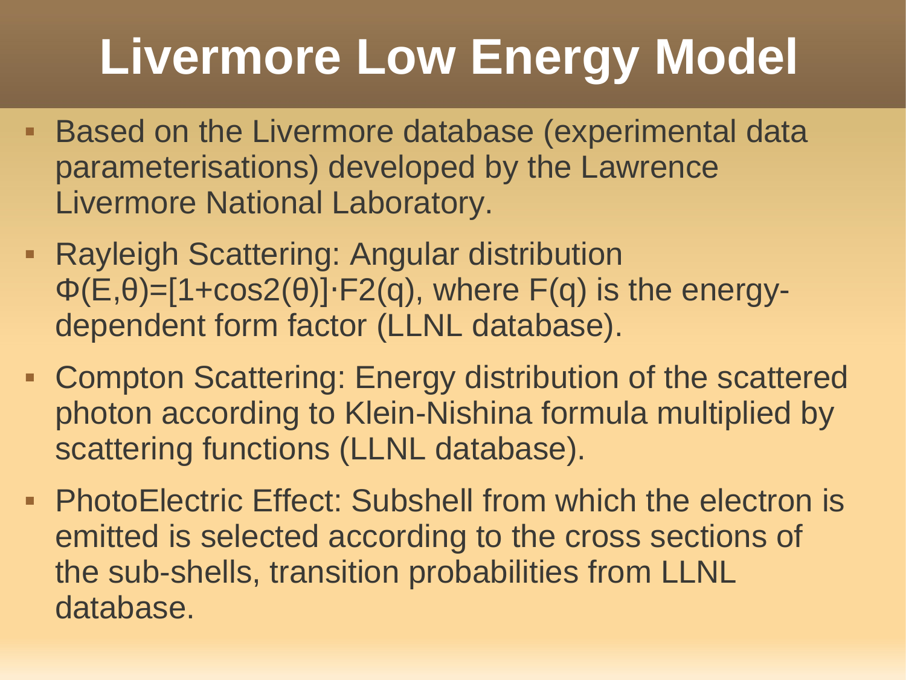# Livermore Low Energy Model

- Based on the Livermore database (experimental data parameterisations) developed by the Lawrence Livermore National Laboratory.
- Rayleigh Scattering: Angular distribution $\Phi(E,\theta)=[1+\cos2(\theta)]\cdot F2(q)$, where $F(q)$ is the energy-dependent form factor (LLNL database).
- Compton Scattering: Energy distribution of the scattered photon according to Klein-Nishina formula multiplied by scattering functions (LLNL database).
- PhotoElectric Effect: Subshell from which the electron is emitted is selected according to the cross sections of the sub-shells, transition probabilities from LLNL database.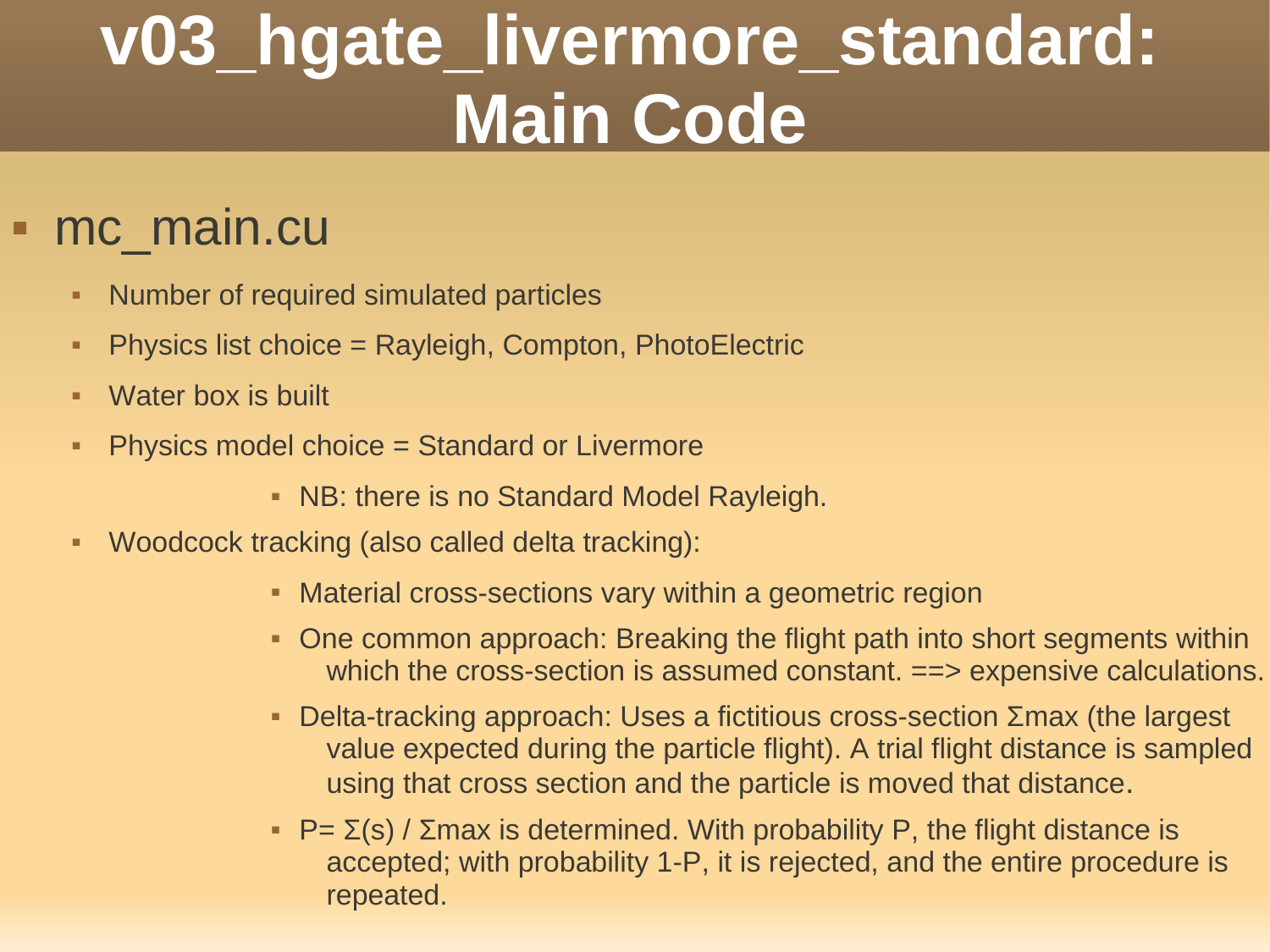# v03_hgate_livermore_standard: Main Code

- mc_main.cu
  - Number of required simulated particles
  - Physics list choice = Rayleigh, Compton, PhotoElectric
  - Water box is built
  - Physics model choice = Standard or Livermore
    - NB: there is no Standard Model Rayleigh.
  - Woodcock tracking (also called delta tracking):
    - Material cross-sections vary within a geometric region
    - One common approach: Breaking the flight path into short segments within which the cross-section is assumed constant. ==> expensive calculations.
    - Delta-tracking approach: Uses a fictitious cross-section $\Sigma max$ (the largest value expected during the particle flight). A trial flight distance is sampled using that cross section and the particle is moved that distance.
    - $P = \Sigma(s) / \Sigma max$ is determined. With probability P, the flight distance is accepted; with probability 1-P, it is rejected, and the entire procedure is repeated.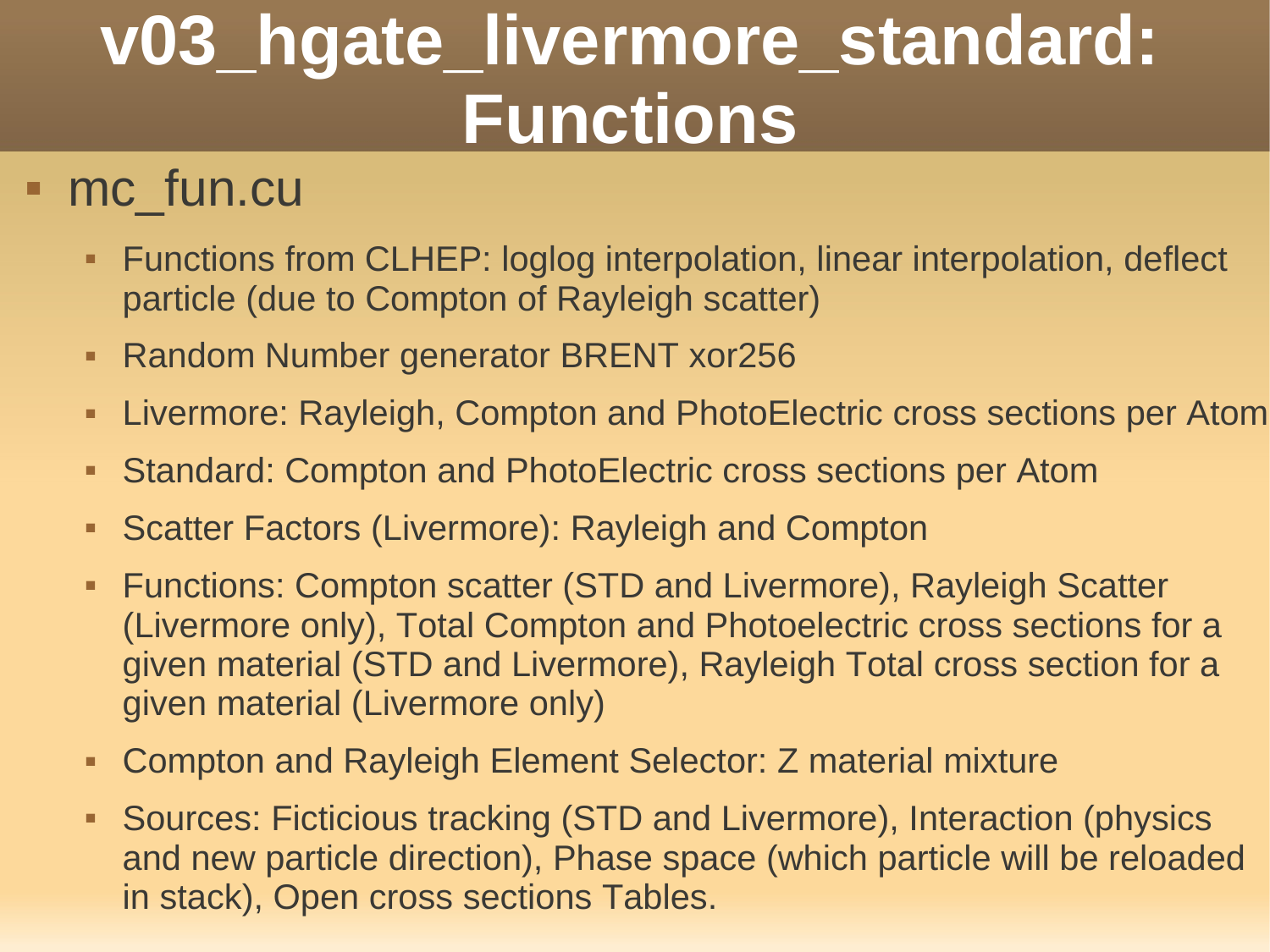# v03_hgate_livermore_standard: Functions

- mc_fun.cu
  - Functions from CLHEP: loglog interpolation, linear interpolation, deflect particle (due to Compton of Rayleigh scatter)
  - Random Number generator BRENT xor256
  - Livermore: Rayleigh, Compton and PhotoElectric cross sections per Atom
  - Standard: Compton and PhotoElectric cross sections per Atom
  - Scatter Factors (Livermore): Rayleigh and Compton
  - Functions: Compton scatter (STD and Livermore), Rayleigh Scatter (Livermore only), Total Compton and Photoelectric cross sections for a given material (STD and Livermore), Rayleigh Total cross section for a given material (Livermore only)
  - Compton and Rayleigh Element Selector: Z material mixture
  - Sources: Ficticious tracking (STD and Livermore), Interaction (physics and new particle direction), Phase space (which particle will be reloaded in stack), Open cross sections Tables.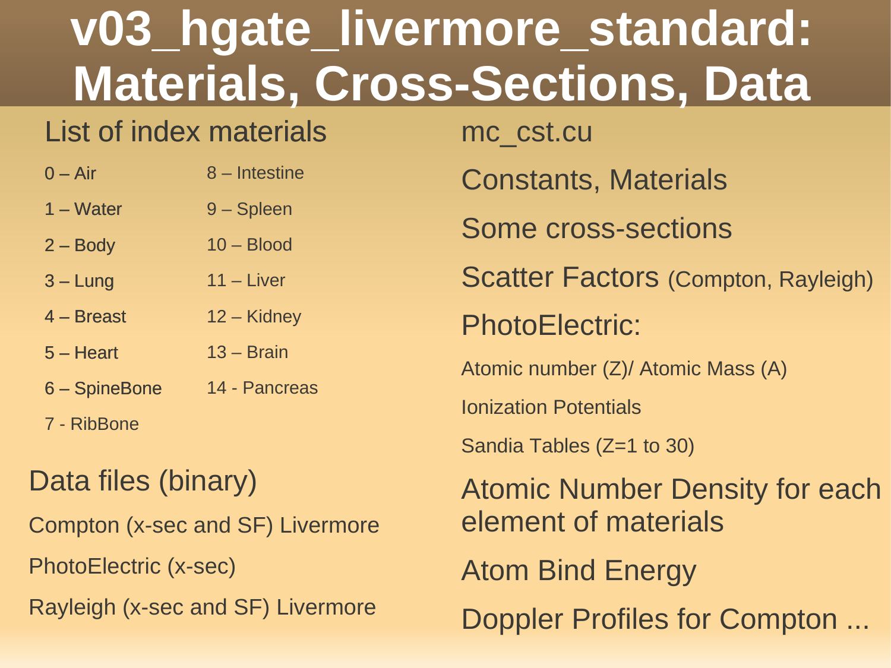# v03_hgate_livermore_standard: Materials, Cross-Sections, Data

## List of index materials

- 0 – Air
- 1 – Water
- 2 – Body
- 3 – Lung
- 4 – Breast
- 5 – Heart
- 6 – SpineBone
- 7 - RibBone
- 8 – Intestine
- 9 – Spleen
- 10 – Blood
- 11 – Liver
- 12 – Kidney
- 13 – Brain
- 14 - Pancreas

## Data files (binary)

Compton (x-sec and SF) Livermore

PhotoElectric (x-sec)

Rayleigh (x-sec and SF) Livermore

## mc_cst.cu

Constants, Materials

Some cross-sections

Scatter Factors (Compton, Rayleigh)

PhotoElectric:

Atomic number (Z)/ Atomic Mass (A)

Ionization Potentials

Sandia Tables (Z=1 to 30)

Atomic Number Density for each element of materials

Atom Bind Energy

Doppler Profiles for Compton ...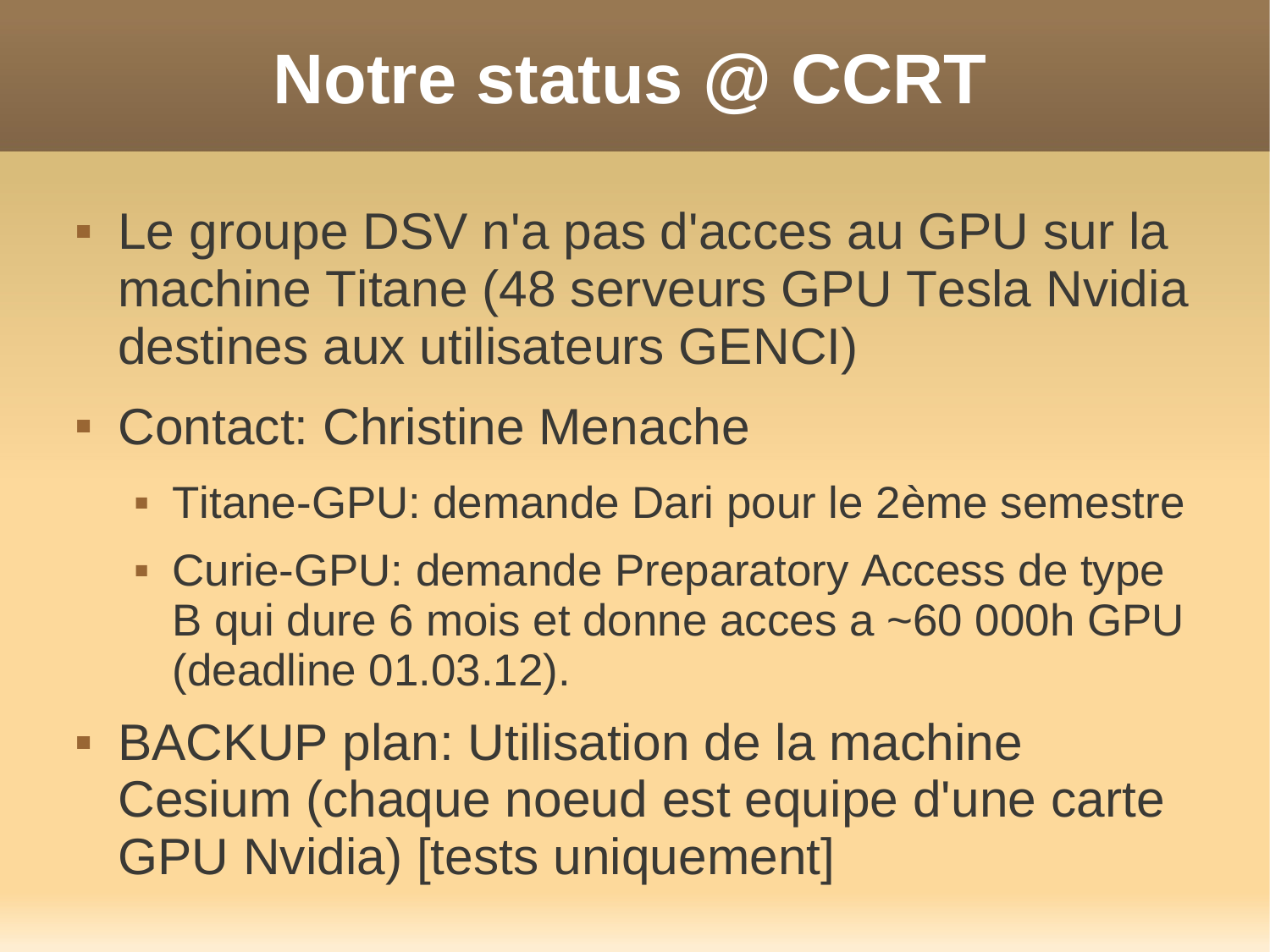# Notre status @ CCRT

- Le groupe DSV n'a pas d'acces au GPU sur la machine Titane (48 serveurs GPU Tesla Nvidia destines aux utilisateurs GENCI)
- Contact: Christine Menache
  - Titane-GPU: demande Dari pour le 2ème semestre
  - Curie-GPU: demande Preparatory Access de type B qui dure 6 mois et donne acces a ~60 000h GPU (deadline 01.03.12).
- BACKUP plan: Utilisation de la machine Cesium (chaque noeud est equipe d'une carte GPU Nvidia) [tests uniquement]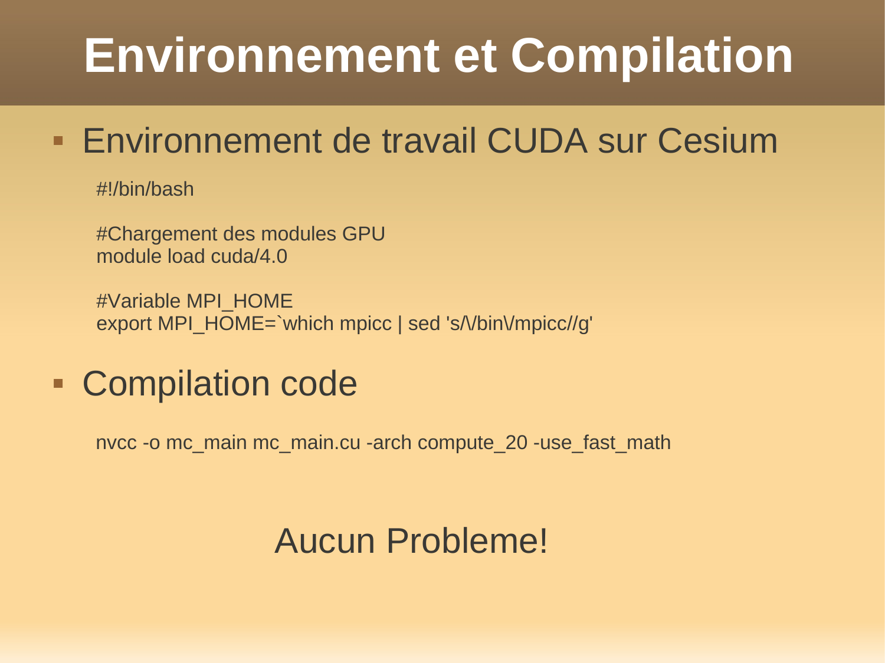# Environnement et Compilation

- Environnement de travail CUDA sur Cesium

```
#!/bin/bash

#Chargement des modules GPU
module load cuda/4.0

#Variable MPI_HOME
export MPI_HOME=`which mpicc | sed 's/\/bin\/mpicc//g'
```

- Compilation code

```
nvcc -o mc_main mc_main.cu -arch compute_20 -use_fast_math
```

Aucun Probleme!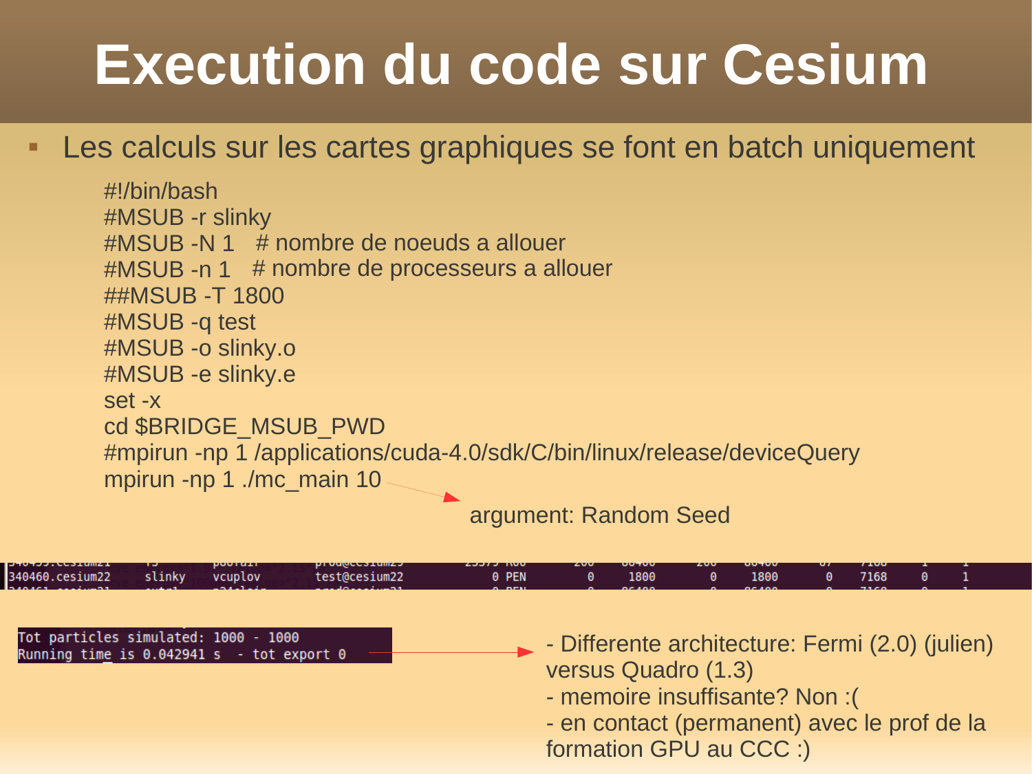# Execution du code sur Cesium

- Les calculs sur les cartes graphiques se font en batch uniquement

```
#!/bin/bash
#MSUB -r slinky
#MSUB -N 1   # nombre de noeuds a allouer
#MSUB -n 1   # nombre de processeurs a allouer
##MSUB -T 1800
#MSUB -q test
#MSUB -o slinky.o
#MSUB -e slinky.e
set -x
cd $BRIDGE_MSUB_PWD
#mpirun -np 1 /applications/cuda-4.0/sdk/C/bin/linux/release/deviceQuery
mpirun -np 1 ./mc_main 10
```

argument: Random Seed

```
340460.cesium22    slinky    vcuplov    test@cesium22    0 PEN    0    1800    0    1800    0    7168    0    1
```

```
Tot particles simulated: 1000 - 1000
Running time is 0.042941 s  - tot export 0
```

- Differente architecture: Fermi (2.0) (julien) versus Quadro (1.3)
- memoire insuffisante? Non :(
- en contact (permanent) avec le prof de la formation GPU au CCC :)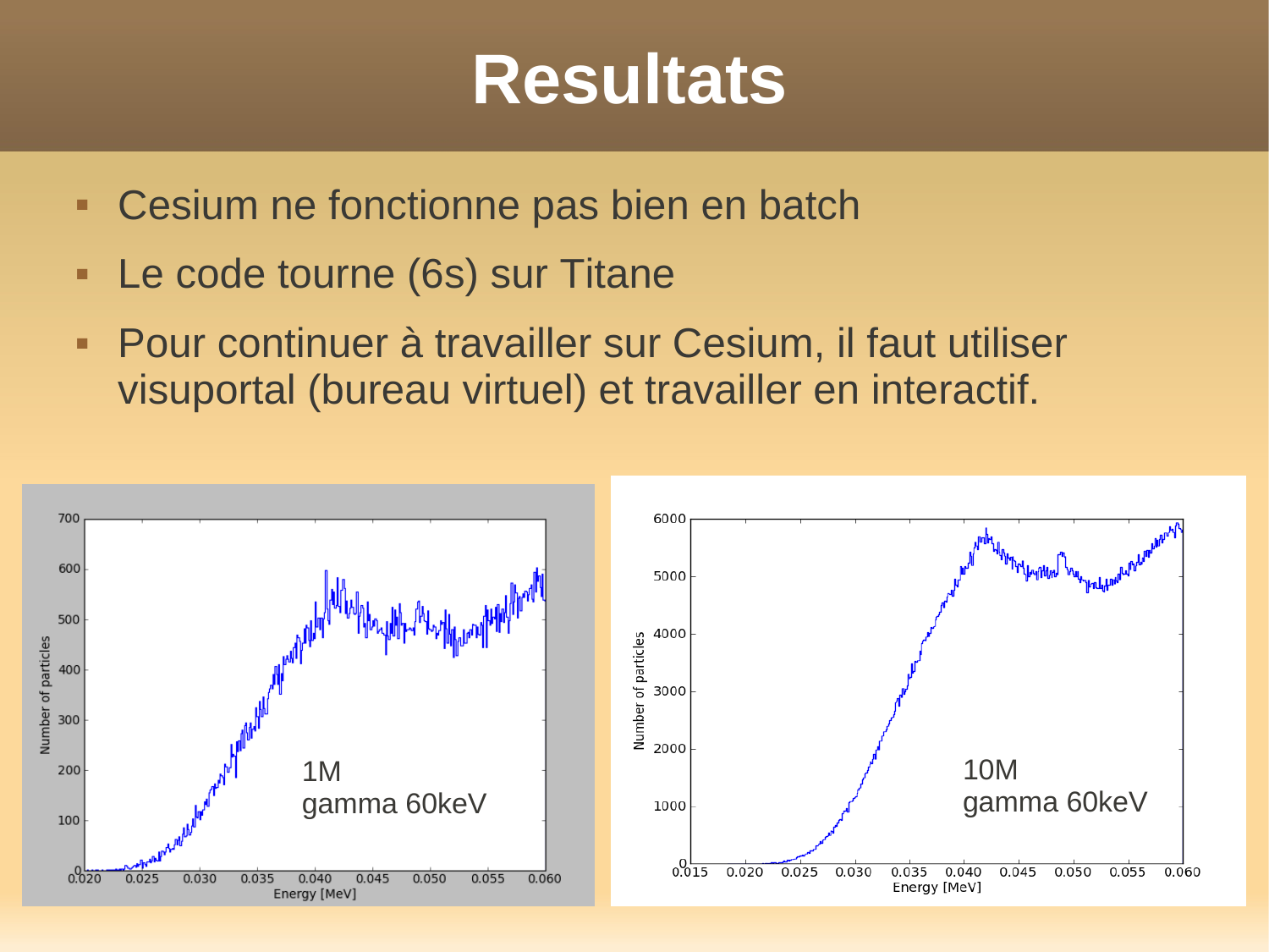# Resultats

- Cesium ne fonctionne pas bien en batch
- Le code tourne (6s) sur Titane
- Pour continuer à travailler sur Cesium, il faut utiliser visuportal (bureau virtuel) et travailler en interactif.

700
600
500
400
300
200
100
0
Number of particles
0.020 0.025 0.030 0.035 0.040 0.045 0.050 0.055 0.060
Energy [MeV]
1M
gamma 60keV

6000
5000
4000
3000
2000
1000
0
Number of particles
0.015 0.020 0.025 0.030 0.035 0.040 0.045 0.050 0.055 0.060
Energy [MeV]
10M
gamma 60keV